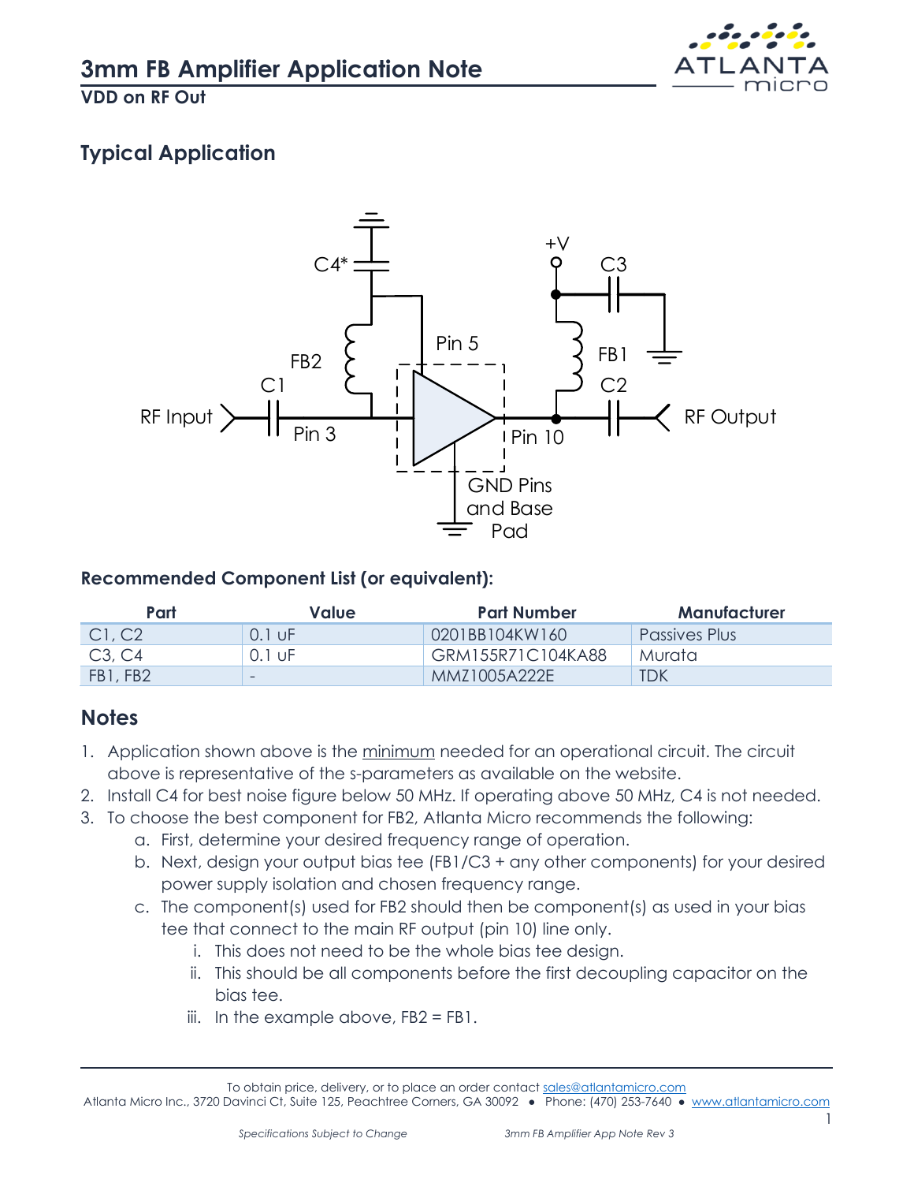# 3mm FB Amplifier Application Note

**VDD on RF Out**

## Typical Application

### Recommended Component List (or equivalent):

| Part | Value | Part Number | Manufacturer |
|---|---|---|---|
| C1, C2 | 0.1 uF | 0201BB104KW160 | Passives Plus |
| C3, C4 | 0.1 uF | GRM155R71C104KA88 | Murata |
| FB1, FB2 | - | MMZ1005A222E | TDK |

## Notes

1. Application shown above is the <u>minimum</u> needed for an operational circuit. The circuit above is representative of the s-parameters as available on the website.
2. Install C4 for best noise figure below 50 MHz. If operating above 50 MHz, C4 is not needed.
3. To choose the best component for FB2, Atlanta Micro recommends the following:
   a. First, determine your desired frequency range of operation.
   b. Next, design your output bias tee (FB1/C3 + any other components) for your desired power supply isolation and chosen frequency range.
   c. The component(s) used for FB2 should then be component(s) as used in your bias tee that connect to the main RF output (pin 10) line only.
      i. This does not need to be the whole bias tee design.
      ii. This should be all components before the first decoupling capacitor on the bias tee.
      iii. In the example above, FB2 = FB1.

To obtain price, delivery, or to place an order contact sales@atlantamicro.com

Atlanta Micro Inc., 3720 Davinci Ct, Suite 125, Peachtree Corners, GA 30092 ● Phone: (470) 253-7640 ● www.atlantamicro.com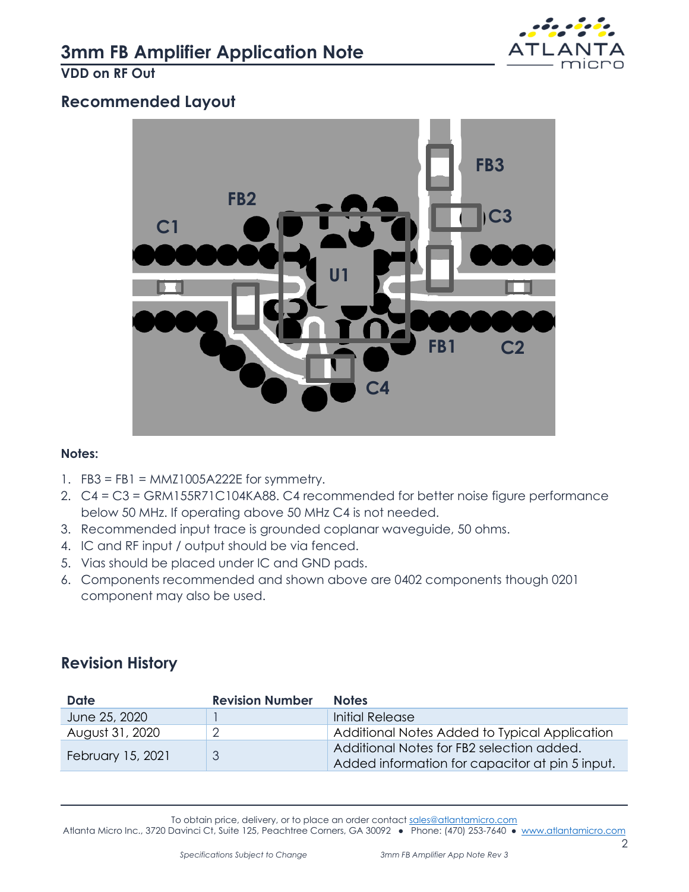# 3mm FB Amplifier Application Note

**VDD on RF Out**

## Recommended Layout

FB3
C3
FB2
C1
U1
FB1
C2
C4

**Notes:**

1. FB3 = FB1 = MMZ1005A222E for symmetry.
2. C4 = C3 = GRM155R71C104KA88. C4 recommended for better noise figure performance below 50 MHz. If operating above 50 MHz C4 is not needed.
3. Recommended input trace is grounded coplanar waveguide, 50 ohms.
4. IC and RF input / output should be via fenced.
5. Vias should be placed under IC and GND pads.
6. Components recommended and shown above are 0402 components though 0201 component may also be used.

## Revision History

| Date | Revision Number | Notes |
|---|---|---|
| June 25, 2020 | 1 | Initial Release |
| August 31, 2020 | 2 | Additional Notes Added to Typical Application |
| February 15, 2021 | 3 | Additional Notes for FB2 selection added. Added information for capacitor at pin 5 input. |

To obtain price, delivery, or to place an order contact sales@atlantamicro.com
Atlanta Micro Inc., 3720 Davinci Ct, Suite 125, Peachtree Corners, GA 30092 ● Phone: (470) 253-7640 ● www.atlantamicro.com